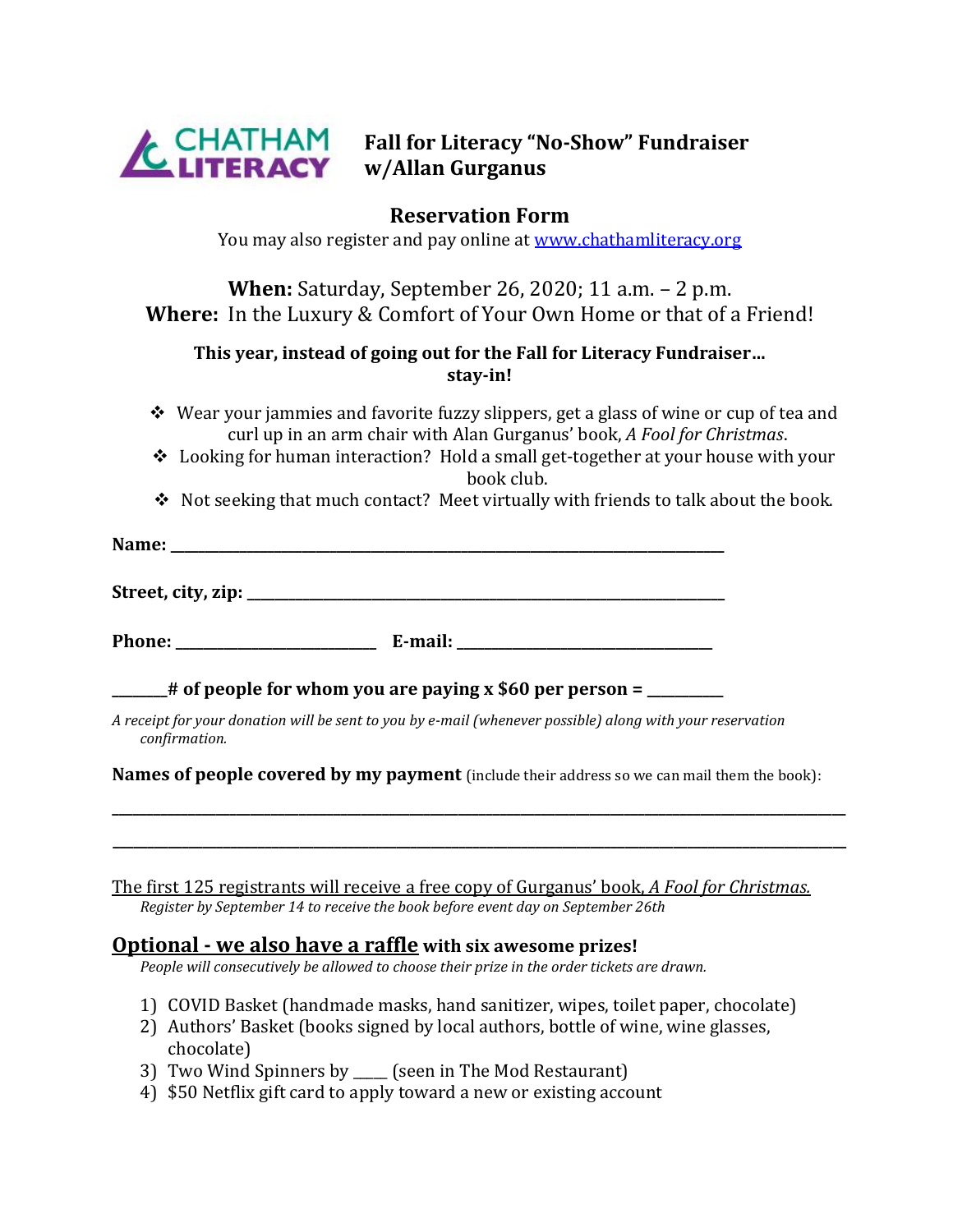CHATHAM LITERACY

# Fall for Literacy "No-Show" Fundraiser w/Allan Gurganus

## Reservation Form

You may also register and pay online at www.chathamliteracy.org

**When:** Saturday, September 26, 2020; 11 a.m. – 2 p.m.
**Where:** In the Luxury & Comfort of Your Own Home or that of a Friend!

**This year, instead of going out for the Fall for Literacy Fundraiser… stay-in!**

- Wear your jammies and favorite fuzzy slippers, get a glass of wine or cup of tea and curl up in an arm chair with Alan Gurganus' book, *A Fool for Christmas*.
- Looking for human interaction? Hold a small get-together at your house with your book club.
- Not seeking that much contact? Meet virtually with friends to talk about the book.

**Name:** ______________________________________________

**Street, city, zip:** ______________________________________________

**Phone:** ____________________ **E-mail:** ____________________________

**_______# of people for whom you are paying x $60 per person = __________**

*A receipt for your donation will be sent to you by e-mail (whenever possible) along with your reservation confirmation.*

**Names of people covered by my payment** (include their address so we can mail them the book):

______________________________________________________________________

______________________________________________________________________

The first 125 registrants will receive a free copy of Gurganus' book, *A Fool for Christmas.*
*Register by September 14 to receive the book before event day on September 26th*

**Optional - we also have a raffle with six awesome prizes!**
*People will consecutively be allowed to choose their prize in the order tickets are drawn.*

1) COVID Basket (handmade masks, hand sanitizer, wipes, toilet paper, chocolate)
2) Authors' Basket (books signed by local authors, bottle of wine, wine glasses, chocolate)
3) Two Wind Spinners by ____ (seen in The Mod Restaurant)
4) $50 Netflix gift card to apply toward a new or existing account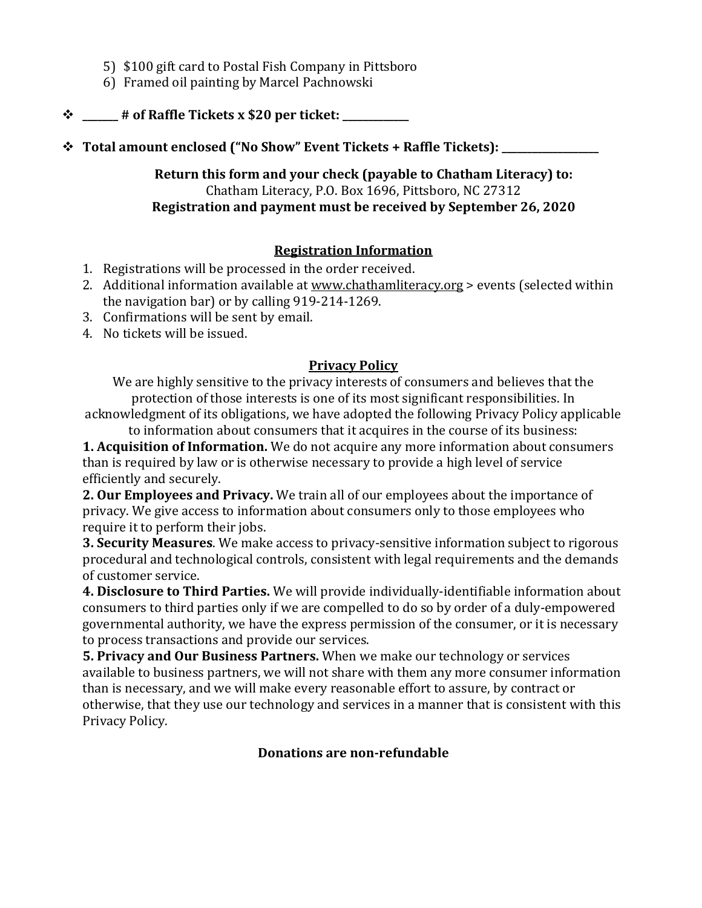5) $100 gift card to Postal Fish Company in Pittsboro
6) Framed oil painting by Marcel Pachnowski

- **_______ # of Raffle Tickets x $20 per ticket: _____________**

- **Total amount enclosed ("No Show" Event Tickets + Raffle Tickets): ___________________**

**Return this form and your check (payable to Chatham Literacy) to:**
Chatham Literacy, P.O. Box 1696, Pittsboro, NC 27312
**Registration and payment must be received by September 26, 2020**

## Registration Information

1. Registrations will be processed in the order received.
2. Additional information available at www.chathamliteracy.org > events (selected within the navigation bar) or by calling 919-214-1269.
3. Confirmations will be sent by email.
4. No tickets will be issued.

## Privacy Policy

We are highly sensitive to the privacy interests of consumers and believes that the protection of those interests is one of its most significant responsibilities. In acknowledgment of its obligations, we have adopted the following Privacy Policy applicable to information about consumers that it acquires in the course of its business:

**1. Acquisition of Information.** We do not acquire any more information about consumers than is required by law or is otherwise necessary to provide a high level of service efficiently and securely.

**2. Our Employees and Privacy.** We train all of our employees about the importance of privacy. We give access to information about consumers only to those employees who require it to perform their jobs.

**3. Security Measures**. We make access to privacy-sensitive information subject to rigorous procedural and technological controls, consistent with legal requirements and the demands of customer service.

**4. Disclosure to Third Parties.** We will provide individually-identifiable information about consumers to third parties only if we are compelled to do so by order of a duly-empowered governmental authority, we have the express permission of the consumer, or it is necessary to process transactions and provide our services.

**5. Privacy and Our Business Partners.** When we make our technology or services available to business partners, we will not share with them any more consumer information than is necessary, and we will make every reasonable effort to assure, by contract or otherwise, that they use our technology and services in a manner that is consistent with this Privacy Policy.

**Donations are non-refundable**